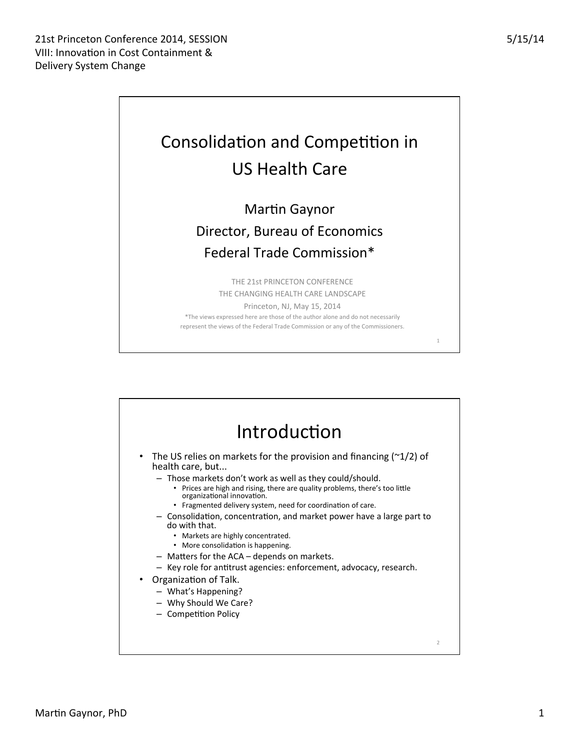# Consolidation and Competition in US Health Care

Martin Gaynor

Director, Bureau of Economics

Federal Trade Commission*

THE 21st PRINCETON CONFERENCE

THE CHANGING HEALTH CARE LANDSCAPE

Princeton, NJ, May 15, 2014

*The views expressed here are those of the author alone and do not necessarily represent the views of the Federal Trade Commission or any of the Commissioners.

# Introduction

- The US relies on markets for the provision and financing (~1/2) of health care, but...
  - Those markets don't work as well as they could/should.
    - Prices are high and rising, there are quality problems, there's too little organizational innovation.
    - Fragmented delivery system, need for coordination of care.
  - Consolidation, concentration, and market power have a large part to do with that.
    - Markets are highly concentrated.
    - More consolidation is happening.
  - Matters for the ACA – depends on markets.
  - Key role for antitrust agencies: enforcement, advocacy, research.
- Organization of Talk.
  - What's Happening?
  - Why Should We Care?
  - Competition Policy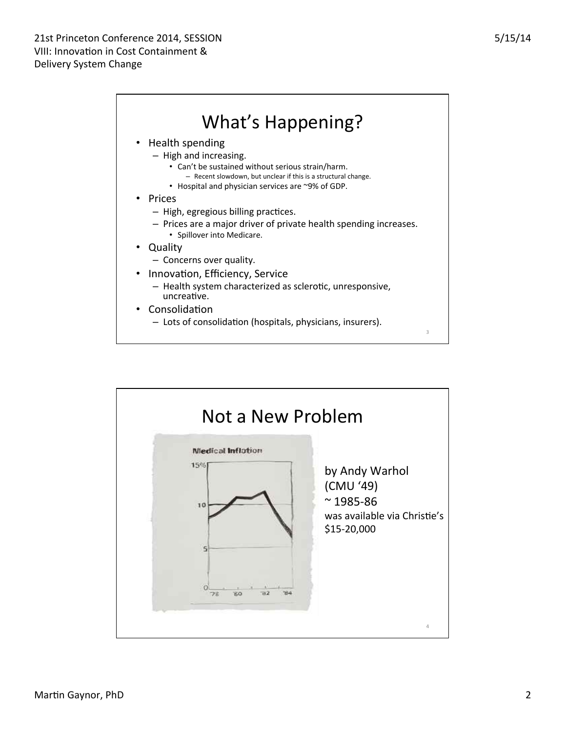# What's Happening?

- Health spending
  - High and increasing.
    - Can't be sustained without serious strain/harm.
      - Recent slowdown, but unclear if this is a structural change.
    - Hospital and physician services are ~9% of GDP.
- Prices
  - High, egregious billing practices.
  - Prices are a major driver of private health spending increases.
    - Spillover into Medicare.
- Quality
  - Concerns over quality.
- Innovation, Efficiency, Service
  - Health system characterized as sclerotic, unresponsive, uncreative.
- Consolidation
  - Lots of consolidation (hospitals, physicians, insurers).

# Not a New Problem

Medical Inflation

15%

10

5

0

'78 '80 '82 '84

by Andy Warhol (CMU '49)
~ 1985-86
was available via Christie's
$15-20,000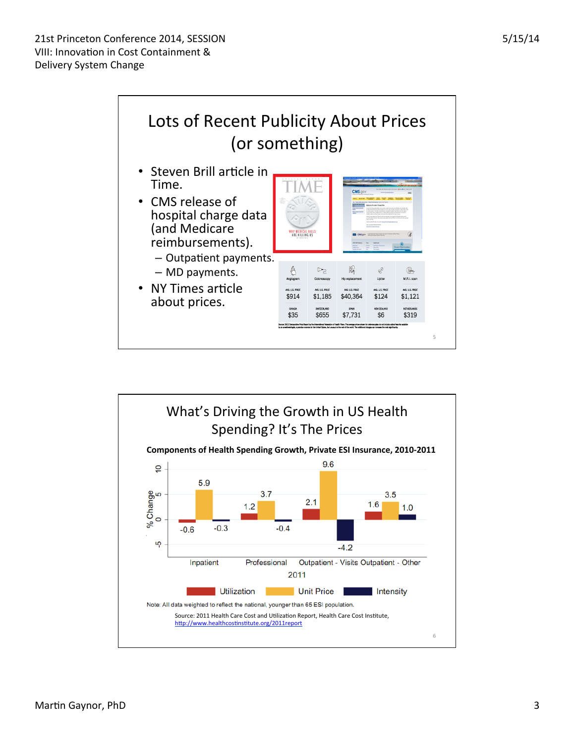## Lots of Recent Publicity About Prices (or something)

- Steven Brill article in Time.
- CMS release of hospital charge data (and Medicare reimbursements).
  - Outpatient payments.
  - MD payments.
- NY Times article about prices.

TIME
BITTER PILL
WHY MEDICAL BILLS ARE KILLING US

Angiogram
AVG. U.S. PRICE $914
CANADA $35

Colonoscopy
AVG. U.S. PRICE $1,185
SWITZERLAND $655

Hip replacement
AVG. U.S. PRICE $40,364
SPAIN $7,731

Lipitor
AVG. U.S. PRICE $124
NEW ZEALAND $6

M.R.I. scan
AVG. U.S. PRICE $1,121
NETHERLANDS $319

## What's Driving the Growth in US Health Spending? It's The Prices

**Components of Health Spending Growth, Private ESI Insurance, 2010-2011**

% Change

10
5
0
-5

Inpatient: -0.6, 5.9, -0.3
Professional: 1.2, 3.7, -0.4
Outpatient - Visits: 2.1, 9.6, -4.2
Outpatient - Other: 1.6, 3.5, 1.0

2011

Utilization
Unit Price
Intensity

Note: All data weighted to reflect the national, younger than 65 ESI population.

Source: 2011 Health Care Cost and Utilization Report, Health Care Cost Institute, http://www.healthcostinstitute.org/2011report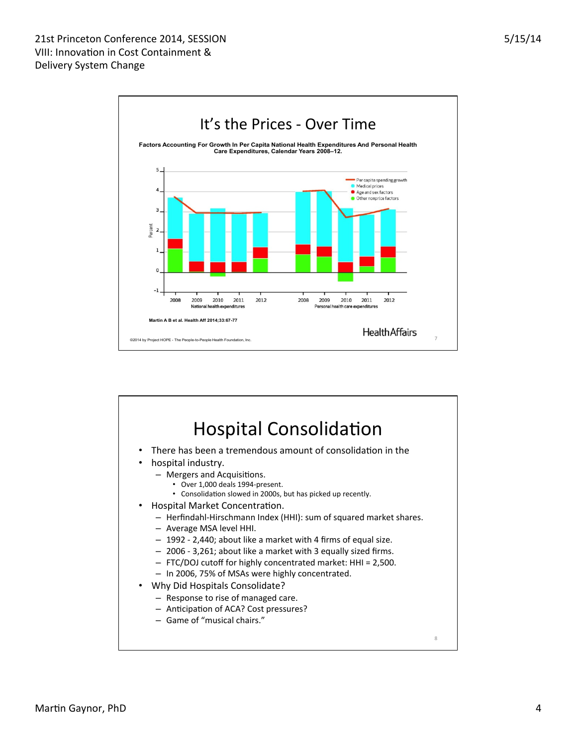## It's the Prices - Over Time

**Factors Accounting For Growth In Per Capita National Health Expenditures And Personal Health Care Expenditures, Calendar Years 2008–12.**

Per capita spending growth
Medical prices
Age and sex factors
Other nonprice factors

Percent

5
4
3
2
1
0
-1

2008 2009 2010 2011 2012
National health expenditures

2008 2009 2010 2011 2012
Personal health care expenditures

Martin A B et al. Health Aff 2014;33:67-77

HealthAffairs

©2014 by Project HOPE - The People-to-People Health Foundation, Inc.

## Hospital Consolidation

- There has been a tremendous amount of consolidation in the
- hospital industry.
  - Mergers and Acquisitions.
    - Over 1,000 deals 1994-present.
    - Consolidation slowed in 2000s, but has picked up recently.
- Hospital Market Concentration.
  - Herfindahl-Hirschmann Index (HHI): sum of squared market shares.
  - Average MSA level HHI.
  - 1992 - 2,440; about like a market with 4 firms of equal size.
  - 2006 - 3,261; about like a market with 3 equally sized firms.
  - FTC/DOJ cutoff for highly concentrated market: HHI = 2,500.
  - In 2006, 75% of MSAs were highly concentrated.
- Why Did Hospitals Consolidate?
  - Response to rise of managed care.
  - Anticipation of ACA? Cost pressures?
  - Game of "musical chairs."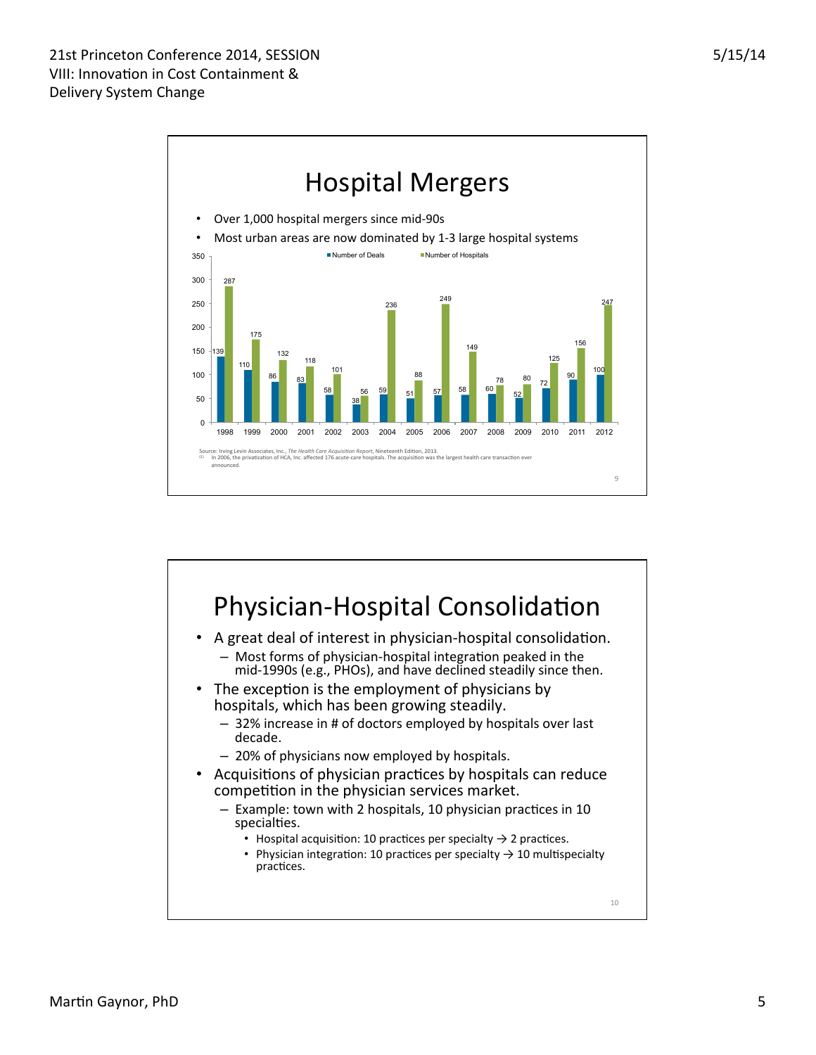# Hospital Mergers

- Over 1,000 hospital mergers since mid-90s
- Most urban areas are now dominated by 1-3 large hospital systems

Number of Deals
Number of Hospitals

350
300
250
200
150
100
50
0

1998 1999 2000 2001 2002 2003 2004 2005 2006 2007 2008 2009 2010 2011 2012

139 287
110 175
86 132
83 118
58 101
38 56
59 236
51 88
57 249
58 149
60 78
52 80
72 125
90 156
100 247

Source: Irving Levin Associates, Inc., *The Health Care Acquisition Report*, Nineteenth Edition, 2013.
(1) In 2006, the privatization of HCA, Inc. affected 176 acute-care hospitals. The acquisition was the largest health care transaction ever announced.

# Physician-Hospital Consolidation

- A great deal of interest in physician-hospital consolidation.
  - Most forms of physician-hospital integration peaked in the mid-1990s (e.g., PHOs), and have declined steadily since then.
- The exception is the employment of physicians by hospitals, which has been growing steadily.
  - 32% increase in # of doctors employed by hospitals over last decade.
  - 20% of physicians now employed by hospitals.
- Acquisitions of physician practices by hospitals can reduce competition in the physician services market.
  - Example: town with 2 hospitals, 10 physician practices in 10 specialties.
    - Hospital acquisition: 10 practices per specialty → 2 practices.
    - Physician integration: 10 practices per specialty → 10 multispecialty practices.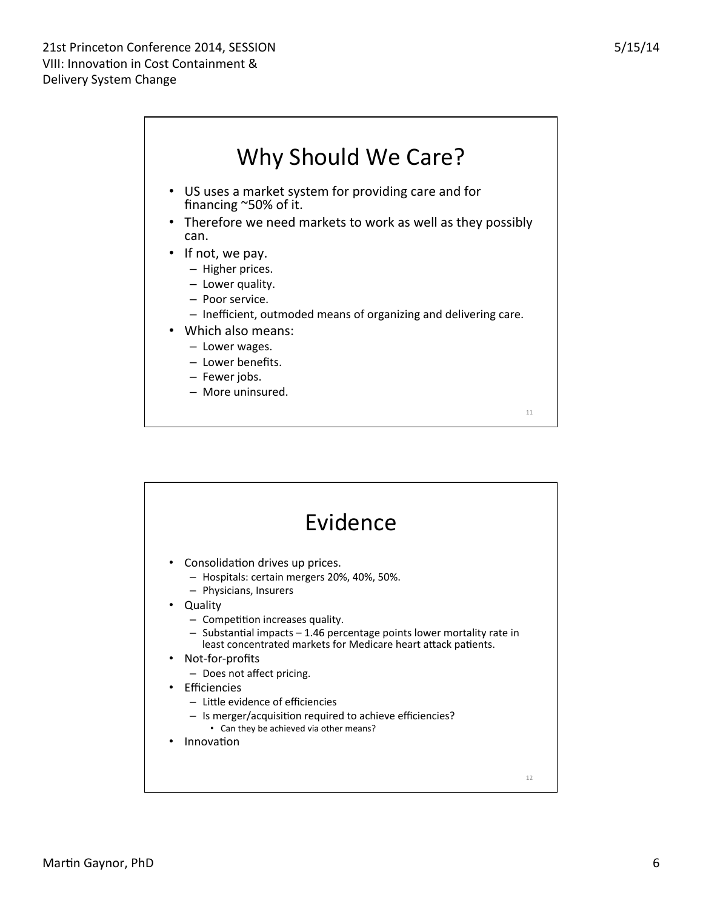## Why Should We Care?

- US uses a market system for providing care and for financing ~50% of it.
- Therefore we need markets to work as well as they possibly can.
- If not, we pay.
  - Higher prices.
  - Lower quality.
  - Poor service.
  - Inefficient, outmoded means of organizing and delivering care.
- Which also means:
  - Lower wages.
  - Lower benefits.
  - Fewer jobs.
  - More uninsured.

## Evidence

- Consolidation drives up prices.
  - Hospitals: certain mergers 20%, 40%, 50%.
  - Physicians, Insurers
- Quality
  - Competition increases quality.
  - Substantial impacts – 1.46 percentage points lower mortality rate in least concentrated markets for Medicare heart attack patients.
- Not-for-profits
  - Does not affect pricing.
- Efficiencies
  - Little evidence of efficiencies
  - Is merger/acquisition required to achieve efficiencies?
    - Can they be achieved via other means?
- Innovation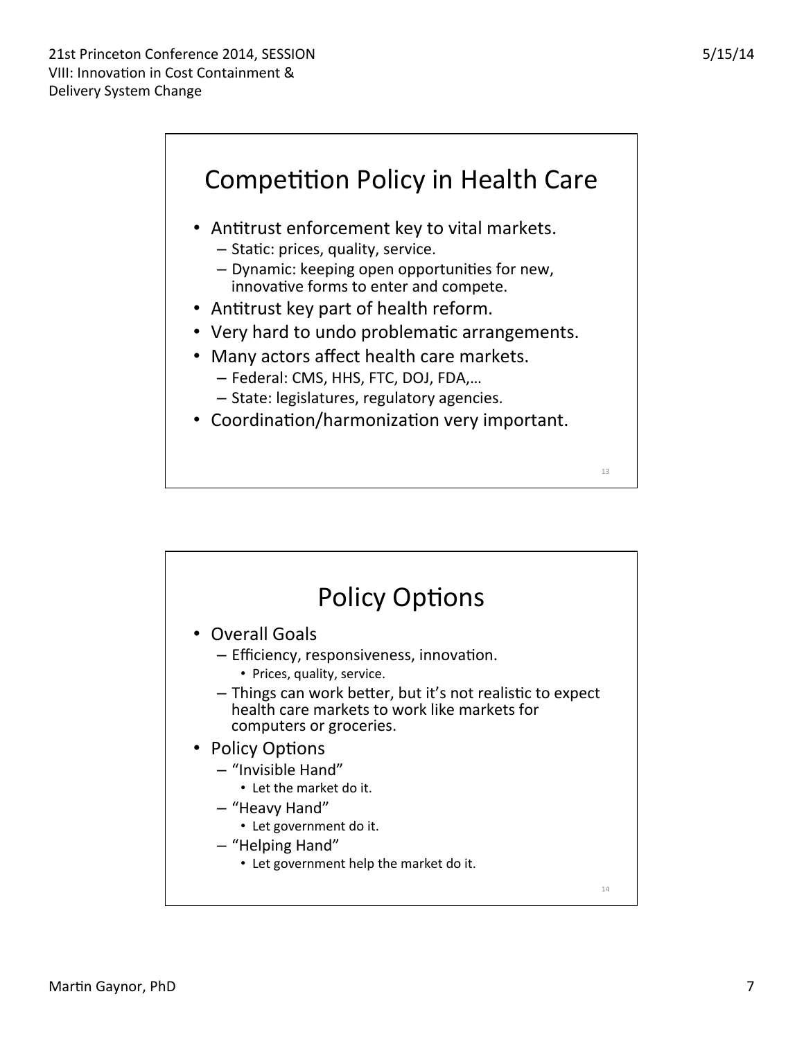## Competition Policy in Health Care

- Antitrust enforcement key to vital markets.
  - Static: prices, quality, service.
  - Dynamic: keeping open opportunities for new, innovative forms to enter and compete.
- Antitrust key part of health reform.
- Very hard to undo problematic arrangements.
- Many actors affect health care markets.
  - Federal: CMS, HHS, FTC, DOJ, FDA,…
  - State: legislatures, regulatory agencies.
- Coordination/harmonization very important.

## Policy Options

- Overall Goals
  - Efficiency, responsiveness, innovation.
    - Prices, quality, service.
  - Things can work better, but it's not realistic to expect health care markets to work like markets for computers or groceries.
- Policy Options
  - "Invisible Hand"
    - Let the market do it.
  - "Heavy Hand"
    - Let government do it.
  - "Helping Hand"
    - Let government help the market do it.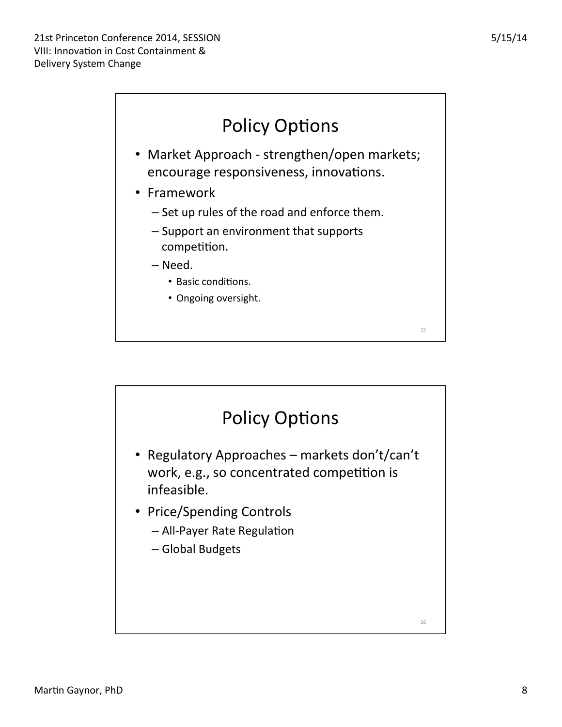## Policy Options

- Market Approach - strengthen/open markets; encourage responsiveness, innovations.
- Framework
  - Set up rules of the road and enforce them.
  - Support an environment that supports competition.
  - Need.
    - Basic conditions.
    - Ongoing oversight.

## Policy Options

- Regulatory Approaches – markets don't/can't work, e.g., so concentrated competition is infeasible.
- Price/Spending Controls
  - All-Payer Rate Regulation
  - Global Budgets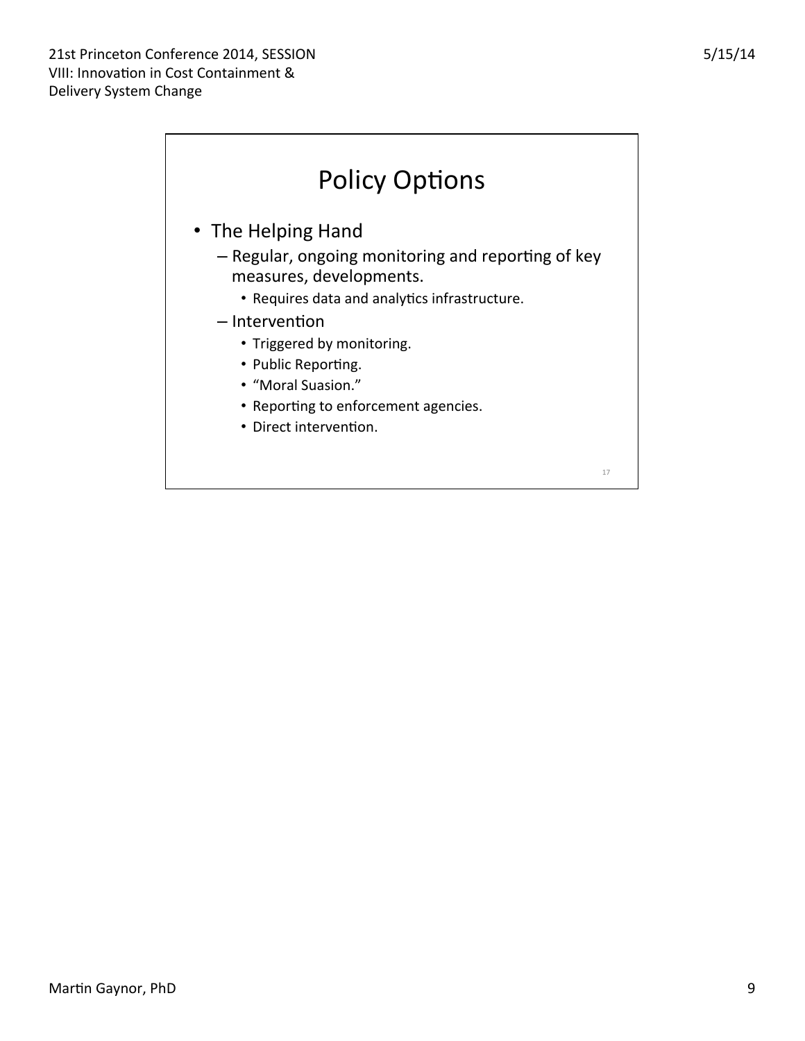# Policy Options

- The Helping Hand
  - Regular, ongoing monitoring and reporting of key measures, developments.
    - Requires data and analytics infrastructure.
  - Intervention
    - Triggered by monitoring.
    - Public Reporting.
    - "Moral Suasion."
    - Reporting to enforcement agencies.
    - Direct intervention.